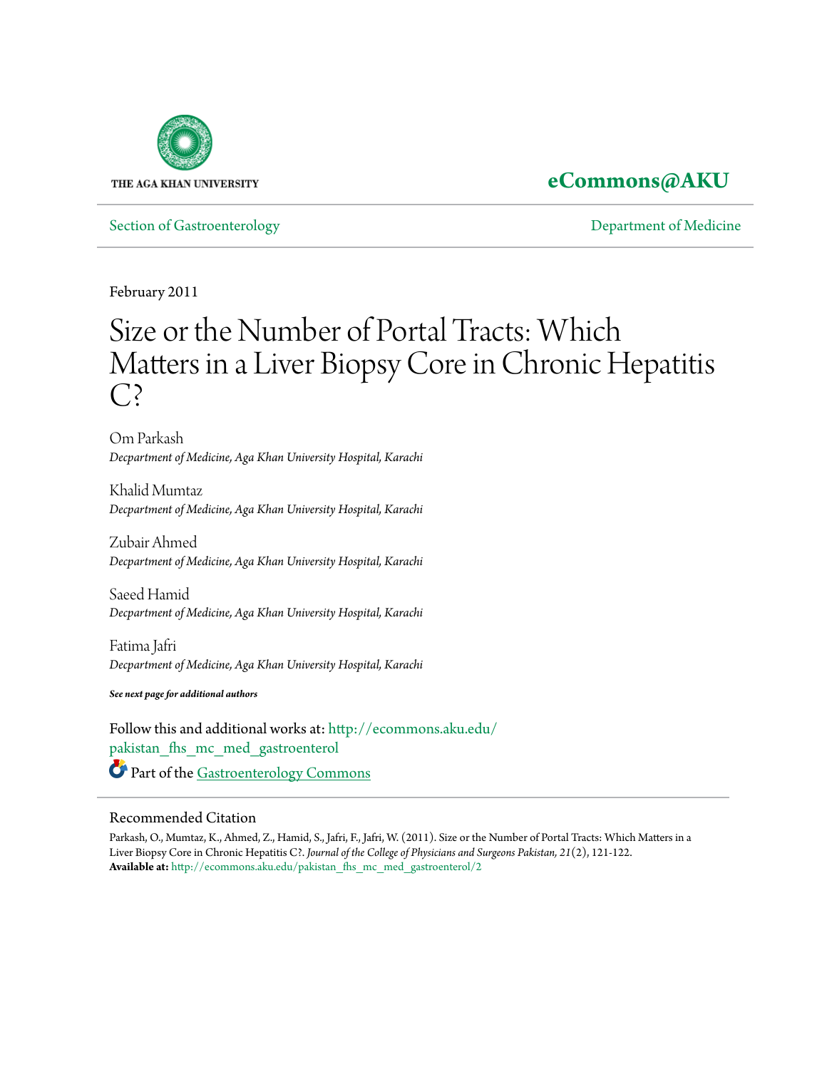THE AGA KHAN UNIVERSITY

**eCommons@AKU**

Section of Gastroenterology | Department of Medicine

February 2011

# Size or the Number of Portal Tracts: Which Matters in a Liver Biopsy Core in Chronic Hepatitis C?

Om Parkash
*Decpartment of Medicine, Aga Khan University Hospital, Karachi*

Khalid Mumtaz
*Decpartment of Medicine, Aga Khan University Hospital, Karachi*

Zubair Ahmed
*Decpartment of Medicine, Aga Khan University Hospital, Karachi*

Saeed Hamid
*Decpartment of Medicine, Aga Khan University Hospital, Karachi*

Fatima Jafri
*Decpartment of Medicine, Aga Khan University Hospital, Karachi*

***See next page for additional authors***

Follow this and additional works at: http://ecommons.aku.edu/pakistan_fhs_mc_med_gastroenterol

Part of the Gastroenterology Commons

## Recommended Citation

Parkash, O., Mumtaz, K., Ahmed, Z., Hamid, S., Jafri, F., Jafri, W. (2011). Size or the Number of Portal Tracts: Which Matters in a Liver Biopsy Core in Chronic Hepatitis C?. *Journal of the College of Physicians and Surgeons Pakistan, 21*(2), 121-122.
**Available at:** http://ecommons.aku.edu/pakistan_fhs_mc_med_gastroenterol/2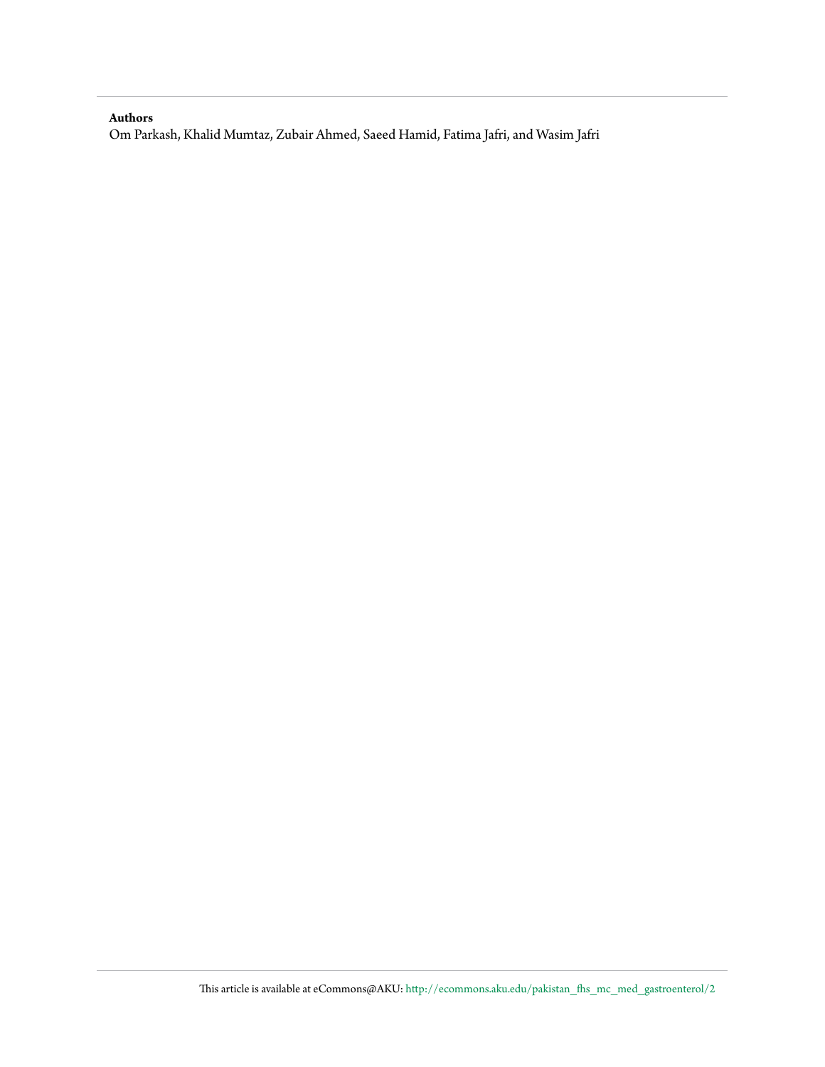**Authors**

Om Parkash, Khalid Mumtaz, Zubair Ahmed, Saeed Hamid, Fatima Jafri, and Wasim Jafri

This article is available at eCommons@AKU: http://ecommons.aku.edu/pakistan_fhs_mc_med_gastroenterol/2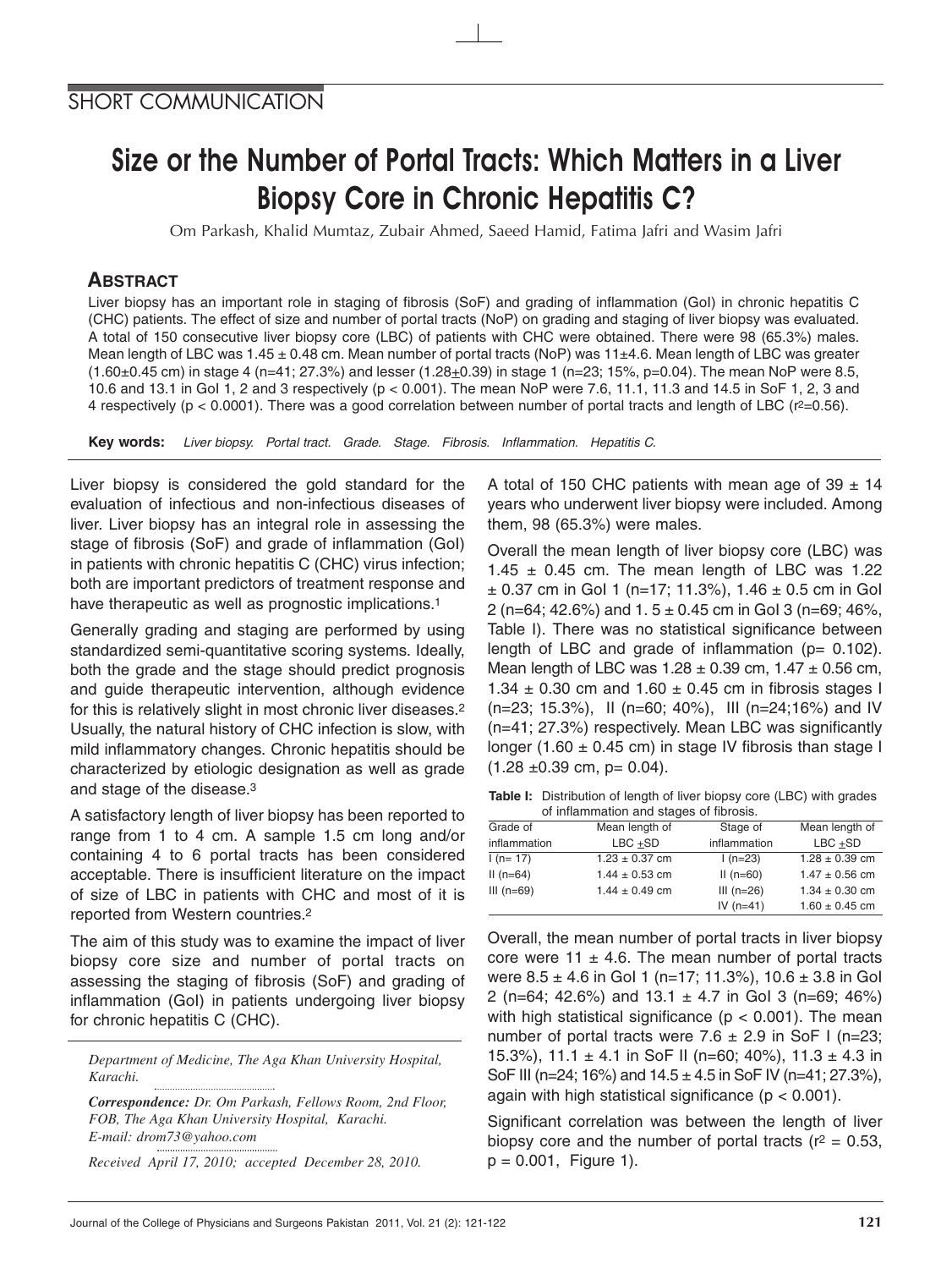## SHORT COMMUNICATION

# Size or the Number of Portal Tracts: Which Matters in a Liver Biopsy Core in Chronic Hepatitis C?

Om Parkash, Khalid Mumtaz, Zubair Ahmed, Saeed Hamid, Fatima Jafri and Wasim Jafri

## ABSTRACT

Liver biopsy has an important role in staging of fibrosis (SoF) and grading of inflammation (GoI) in chronic hepatitis C (CHC) patients. The effect of size and number of portal tracts (NoP) on grading and staging of liver biopsy was evaluated. A total of 150 consecutive liver biopsy core (LBC) of patients with CHC were obtained. There were 98 (65.3%) males. Mean length of LBC was 1.45 ± 0.48 cm. Mean number of portal tracts (NoP) was 11±4.6. Mean length of LBC was greater (1.60±0.45 cm) in stage 4 (n=41; 27.3%) and lesser (1.28±0.39) in stage 1 (n=23; 15%, p=0.04). The mean NoP were 8.5, 10.6 and 13.1 in GoI 1, 2 and 3 respectively ($p < 0.001$). The mean NoP were 7.6, 11.1, 11.3 and 14.5 in SoF 1, 2, 3 and 4 respectively ($p < 0.0001$). There was a good correlation between number of portal tracts and length of LBC ($r^2$=0.56).

**Key words:** *Liver biopsy. Portal tract. Grade. Stage. Fibrosis. Inflammation. Hepatitis C.*

Liver biopsy is considered the gold standard for the evaluation of infectious and non-infectious diseases of liver. Liver biopsy has an integral role in assessing the stage of fibrosis (SoF) and grade of inflammation (GoI) in patients with chronic hepatitis C (CHC) virus infection; both are important predictors of treatment response and have therapeutic as well as prognostic implications.[1]

Generally grading and staging are performed by using standardized semi-quantitative scoring systems. Ideally, both the grade and the stage should predict prognosis and guide therapeutic intervention, although evidence for this is relatively slight in most chronic liver diseases.[2] Usually, the natural history of CHC infection is slow, with mild inflammatory changes. Chronic hepatitis should be characterized by etiologic designation as well as grade and stage of the disease.[3]

A satisfactory length of liver biopsy has been reported to range from 1 to 4 cm. A sample 1.5 cm long and/or containing 4 to 6 portal tracts has been considered acceptable. There is insufficient literature on the impact of size of LBC in patients with CHC and most of it is reported from Western countries.[2]

The aim of this study was to examine the impact of liver biopsy core size and number of portal tracts on assessing the staging of fibrosis (SoF) and grading of inflammation (GoI) in patients undergoing liver biopsy for chronic hepatitis C (CHC).

*Department of Medicine, The Aga Khan University Hospital, Karachi.*

***Correspondence:** Dr. Om Parkash, Fellows Room, 2nd Floor, FOB, The Aga Khan University Hospital, Karachi. E-mail: drom73@yahoo.com*

*Received April 17, 2010; accepted December 28, 2010.*

A total of 150 CHC patients with mean age of 39 ± 14 years who underwent liver biopsy were included. Among them, 98 (65.3%) were males.

Overall the mean length of liver biopsy core (LBC) was 1.45 ± 0.45 cm. The mean length of LBC was 1.22 ± 0.37 cm in GoI 1 (n=17; 11.3%), 1.46 ± 0.5 cm in GoI 2 (n=64; 42.6%) and 1. 5 ± 0.45 cm in GoI 3 (n=69; 46%, Table I). There was no statistical significance between length of LBC and grade of inflammation (p= 0.102). Mean length of LBC was 1.28 ± 0.39 cm, 1.47 ± 0.56 cm, 1.34 ± 0.30 cm and 1.60 ± 0.45 cm in fibrosis stages I (n=23; 15.3%), II (n=60; 40%), III (n=24;16%) and IV (n=41; 27.3%) respectively. Mean LBC was significantly longer (1.60 ± 0.45 cm) in stage IV fibrosis than stage I (1.28 ±0.39 cm, p= 0.04).

**Table I:** Distribution of length of liver biopsy core (LBC) with grades of inflammation and stages of fibrosis.

| Grade of inflammation | Mean length of LBC ±SD | Stage of inflammation | Mean length of LBC ±SD |
|---|---|---|---|
| I (n= 17) | 1.23 ± 0.37 cm | I (n=23) | 1.28 ± 0.39 cm |
| II (n=64) | 1.44 ± 0.53 cm | II (n=60) | 1.47 ± 0.56 cm |
| III (n=69) | 1.44 ± 0.49 cm | III (n=26) | 1.34 ± 0.30 cm |
| | | IV (n=41) | 1.60 ± 0.45 cm |

Overall, the mean number of portal tracts in liver biopsy core were 11 ± 4.6. The mean number of portal tracts were 8.5 ± 4.6 in GoI 1 (n=17; 11.3%), 10.6 ± 3.8 in GoI 2 (n=64; 42.6%) and 13.1 ± 4.7 in GoI 3 (n=69; 46%) with high statistical significance ($p < 0.001$). The mean number of portal tracts were 7.6 ± 2.9 in SoF I (n=23; 15.3%), 11.1 ± 4.1 in SoF II (n=60; 40%), 11.3 ± 4.3 in SoF III (n=24; 16%) and 14.5 ± 4.5 in SoF IV (n=41; 27.3%), again with high statistical significance ($p < 0.001$).

Significant correlation was between the length of liver biopsy core and the number of portal tracts ($r^2 = 0.53$, $p = 0.001$, Figure 1).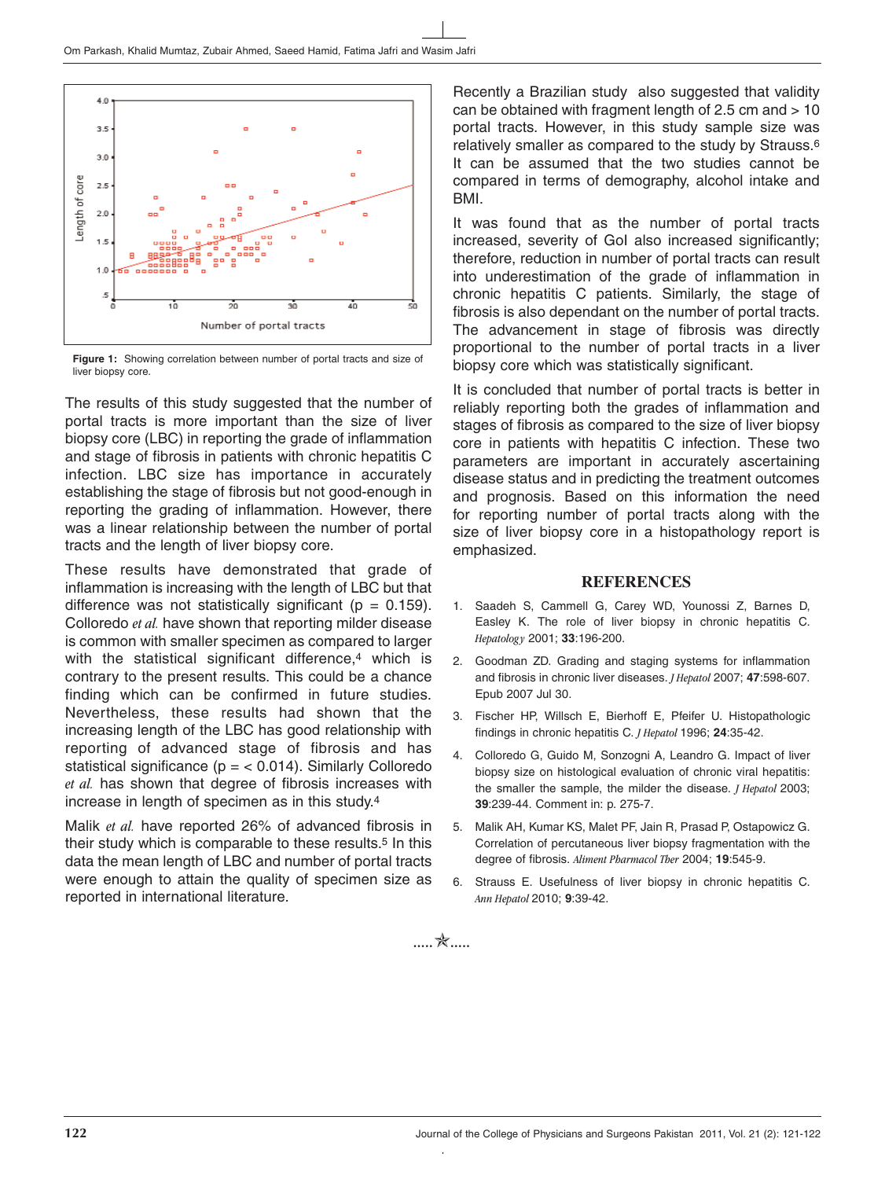4.0
3.5
3.0
2.5
2.0
1.5
1.0
.5
0
10
20
30
40
50
Length of core
Number of portal tracts

**Figure 1:** Showing correlation between number of portal tracts and size of liver biopsy core.

The results of this study suggested that the number of portal tracts is more important than the size of liver biopsy core (LBC) in reporting the grade of inflammation and stage of fibrosis in patients with chronic hepatitis C infection. LBC size has importance in accurately establishing the stage of fibrosis but not good-enough in reporting the grading of inflammation. However, there was a linear relationship between the number of portal tracts and the length of liver biopsy core.

These results have demonstrated that grade of inflammation is increasing with the length of LBC but that difference was not statistically significant ($p = 0.159$). Colloredo *et al.* have shown that reporting milder disease is common with smaller specimen as compared to larger with the statistical significant difference,[4] which is contrary to the present results. This could be a chance finding which can be confirmed in future studies. Nevertheless, these results had shown that the increasing length of the LBC has good relationship with reporting of advanced stage of fibrosis and has statistical significance ($p = < 0.014$). Similarly Colloredo *et al.* has shown that degree of fibrosis increases with increase in length of specimen as in this study.[4]

Malik *et al.* have reported 26% of advanced fibrosis in their study which is comparable to these results.[5] In this data the mean length of LBC and number of portal tracts were enough to attain the quality of specimen size as reported in international literature.

Recently a Brazilian study also suggested that validity can be obtained with fragment length of 2.5 cm and > 10 portal tracts. However, in this study sample size was relatively smaller as compared to the study by Strauss.[6] It can be assumed that the two studies cannot be compared in terms of demography, alcohol intake and BMI.

It was found that as the number of portal tracts increased, severity of GoI also increased significantly; therefore, reduction in number of portal tracts can result into underestimation of the grade of inflammation in chronic hepatitis C patients. Similarly, the stage of fibrosis is also dependant on the number of portal tracts. The advancement in stage of fibrosis was directly proportional to the number of portal tracts in a liver biopsy core which was statistically significant.

It is concluded that number of portal tracts is better in reliably reporting both the grades of inflammation and stages of fibrosis as compared to the size of liver biopsy core in patients with hepatitis C infection. These two parameters are important in accurately ascertaining disease status and in predicting the treatment outcomes and prognosis. Based on this information the need for reporting number of portal tracts along with the size of liver biopsy core in a histopathology report is emphasized.

## REFERENCES

1. Saadeh S, Cammell G, Carey WD, Younossi Z, Barnes D, Easley K. The role of liver biopsy in chronic hepatitis C. *Hepatology* 2001; **33**:196-200.
2. Goodman ZD. Grading and staging systems for inflammation and fibrosis in chronic liver diseases. *J Hepatol* 2007; **47**:598-607. Epub 2007 Jul 30.
3. Fischer HP, Willsch E, Bierhoff E, Pfeifer U. Histopathologic findings in chronic hepatitis C. *J Hepatol* 1996; **24**:35-42.
4. Colloredo G, Guido M, Sonzogni A, Leandro G. Impact of liver biopsy size on histological evaluation of chronic viral hepatitis: the smaller the sample, the milder the disease. *J Hepatol* 2003; **39**:239-44. Comment in: p. 275-7.
5. Malik AH, Kumar KS, Malet PF, Jain R, Prasad P, Ostapowicz G. Correlation of percutaneous liver biopsy fragmentation with the degree of fibrosis. *Aliment Pharmacol Ther* 2004; **19**:545-9.
6. Strauss E. Usefulness of liver biopsy in chronic hepatitis C. *Ann Hepatol* 2010; **9**:39-42.

.....☆.....